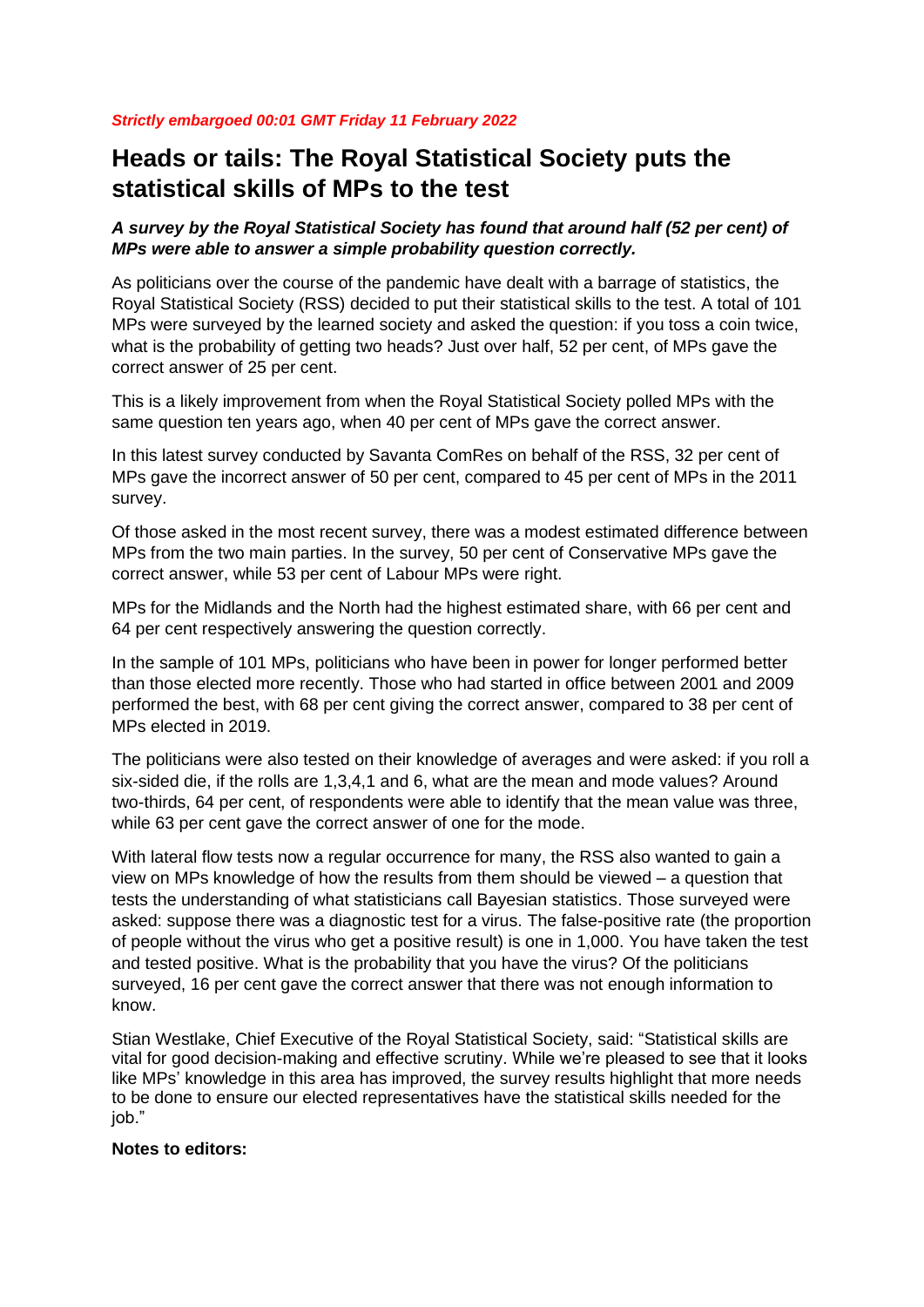***Strictly embargoed 00:01 GMT Friday 11 February 2022***

# Heads or tails: The Royal Statistical Society puts the statistical skills of MPs to the test

***A survey by the Royal Statistical Society has found that around half (52 per cent) of MPs were able to answer a simple probability question correctly.***

As politicians over the course of the pandemic have dealt with a barrage of statistics, the Royal Statistical Society (RSS) decided to put their statistical skills to the test. A total of 101 MPs were surveyed by the learned society and asked the question: if you toss a coin twice, what is the probability of getting two heads? Just over half, 52 per cent, of MPs gave the correct answer of 25 per cent.

This is a likely improvement from when the Royal Statistical Society polled MPs with the same question ten years ago, when 40 per cent of MPs gave the correct answer.

In this latest survey conducted by Savanta ComRes on behalf of the RSS, 32 per cent of MPs gave the incorrect answer of 50 per cent, compared to 45 per cent of MPs in the 2011 survey.

Of those asked in the most recent survey, there was a modest estimated difference between MPs from the two main parties. In the survey, 50 per cent of Conservative MPs gave the correct answer, while 53 per cent of Labour MPs were right.

MPs for the Midlands and the North had the highest estimated share, with 66 per cent and 64 per cent respectively answering the question correctly.

In the sample of 101 MPs, politicians who have been in power for longer performed better than those elected more recently. Those who had started in office between 2001 and 2009 performed the best, with 68 per cent giving the correct answer, compared to 38 per cent of MPs elected in 2019.

The politicians were also tested on their knowledge of averages and were asked: if you roll a six-sided die, if the rolls are 1,3,4,1 and 6, what are the mean and mode values? Around two-thirds, 64 per cent, of respondents were able to identify that the mean value was three, while 63 per cent gave the correct answer of one for the mode.

With lateral flow tests now a regular occurrence for many, the RSS also wanted to gain a view on MPs knowledge of how the results from them should be viewed – a question that tests the understanding of what statisticians call Bayesian statistics. Those surveyed were asked: suppose there was a diagnostic test for a virus. The false-positive rate (the proportion of people without the virus who get a positive result) is one in 1,000. You have taken the test and tested positive. What is the probability that you have the virus? Of the politicians surveyed, 16 per cent gave the correct answer that there was not enough information to know.

Stian Westlake, Chief Executive of the Royal Statistical Society, said: "Statistical skills are vital for good decision-making and effective scrutiny. While we're pleased to see that it looks like MPs' knowledge in this area has improved, the survey results highlight that more needs to be done to ensure our elected representatives have the statistical skills needed for the job."

**Notes to editors:**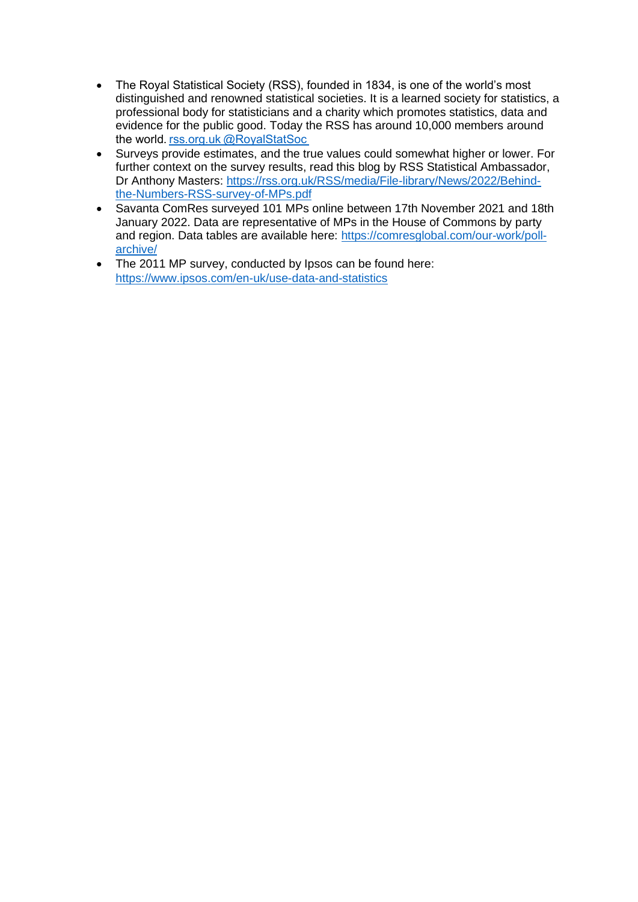- The Royal Statistical Society (RSS), founded in 1834, is one of the world's most distinguished and renowned statistical societies. It is a learned society for statistics, a professional body for statisticians and a charity which promotes statistics, data and evidence for the public good. Today the RSS has around 10,000 members around the world. [rss.org.uk](rss.org.uk) @RoyalStatSoc
- Surveys provide estimates, and the true values could somewhat higher or lower. For further context on the survey results, read this blog by RSS Statistical Ambassador, Dr Anthony Masters: https://rss.org.uk/RSS/media/File-library/News/2022/Behind-the-Numbers-RSS-survey-of-MPs.pdf
- Savanta ComRes surveyed 101 MPs online between 17th November 2021 and 18th January 2022. Data are representative of MPs in the House of Commons by party and region. Data tables are available here: https://comresglobal.com/our-work/poll-archive/
- The 2011 MP survey, conducted by Ipsos can be found here: https://www.ipsos.com/en-uk/use-data-and-statistics